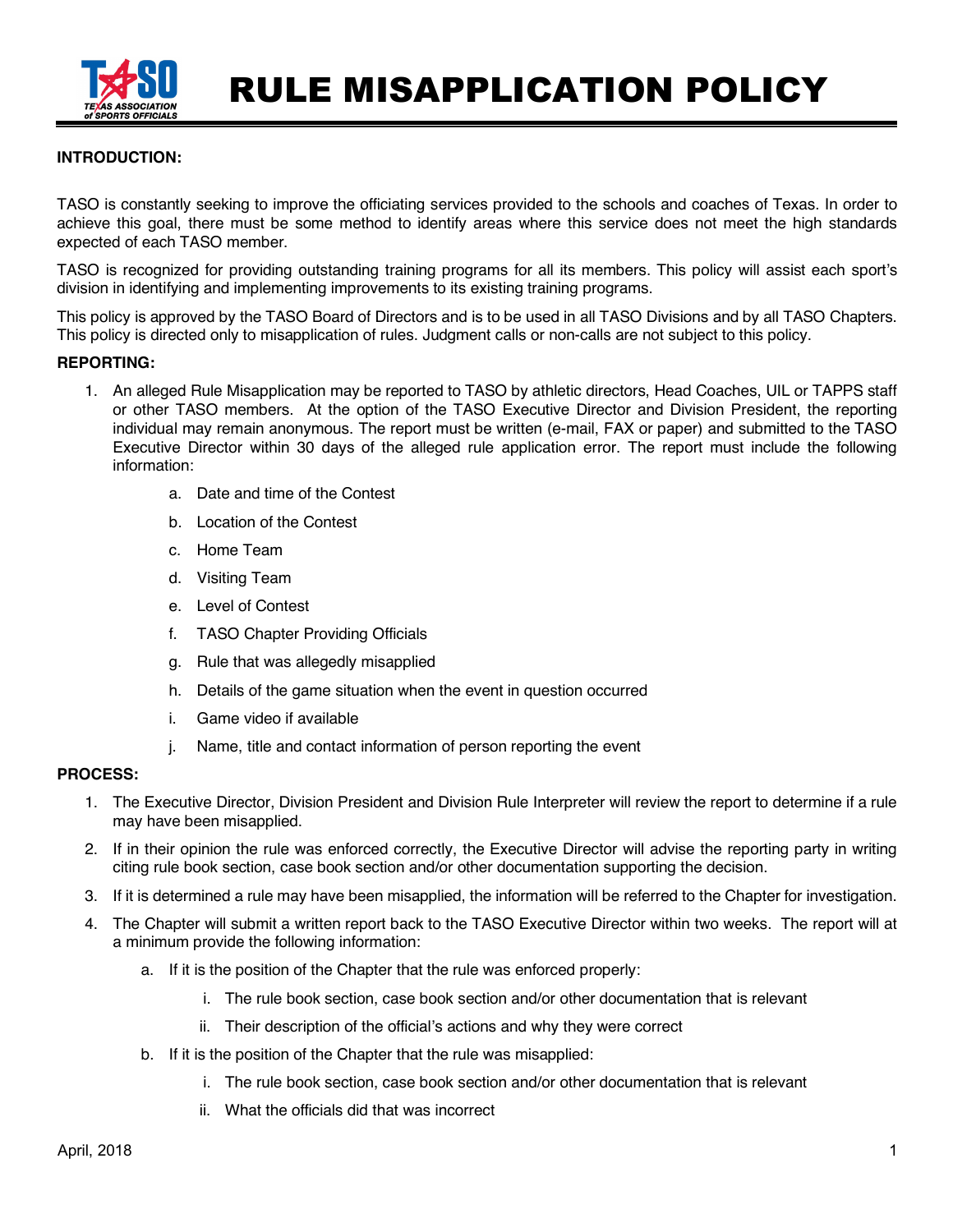# RULE MISAPPLICATION POLICY

**INTRODUCTION:**

TASO is constantly seeking to improve the officiating services provided to the schools and coaches of Texas. In order to achieve this goal, there must be some method to identify areas where this service does not meet the high standards expected of each TASO member.

TASO is recognized for providing outstanding training programs for all its members. This policy will assist each sport's division in identifying and implementing improvements to its existing training programs.

This policy is approved by the TASO Board of Directors and is to be used in all TASO Divisions and by all TASO Chapters. This policy is directed only to misapplication of rules. Judgment calls or non-calls are not subject to this policy.

**REPORTING:**

1. An alleged Rule Misapplication may be reported to TASO by athletic directors, Head Coaches, UIL or TAPPS staff or other TASO members. At the option of the TASO Executive Director and Division President, the reporting individual may remain anonymous. The report must be written (e-mail, FAX or paper) and submitted to the TASO Executive Director within 30 days of the alleged rule application error. The report must include the following information:
   a. Date and time of the Contest
   b. Location of the Contest
   c. Home Team
   d. Visiting Team
   e. Level of Contest
   f. TASO Chapter Providing Officials
   g. Rule that was allegedly misapplied
   h. Details of the game situation when the event in question occurred
   i. Game video if available
   j. Name, title and contact information of person reporting the event

**PROCESS:**

1. The Executive Director, Division President and Division Rule Interpreter will review the report to determine if a rule may have been misapplied.
2. If in their opinion the rule was enforced correctly, the Executive Director will advise the reporting party in writing citing rule book section, case book section and/or other documentation supporting the decision.
3. If it is determined a rule may have been misapplied, the information will be referred to the Chapter for investigation.
4. The Chapter will submit a written report back to the TASO Executive Director within two weeks. The report will at a minimum provide the following information:
   a. If it is the position of the Chapter that the rule was enforced properly:
      i. The rule book section, case book section and/or other documentation that is relevant
      ii. Their description of the official's actions and why they were correct
   b. If it is the position of the Chapter that the rule was misapplied:
      i. The rule book section, case book section and/or other documentation that is relevant
      ii. What the officials did that was incorrect

April, 2018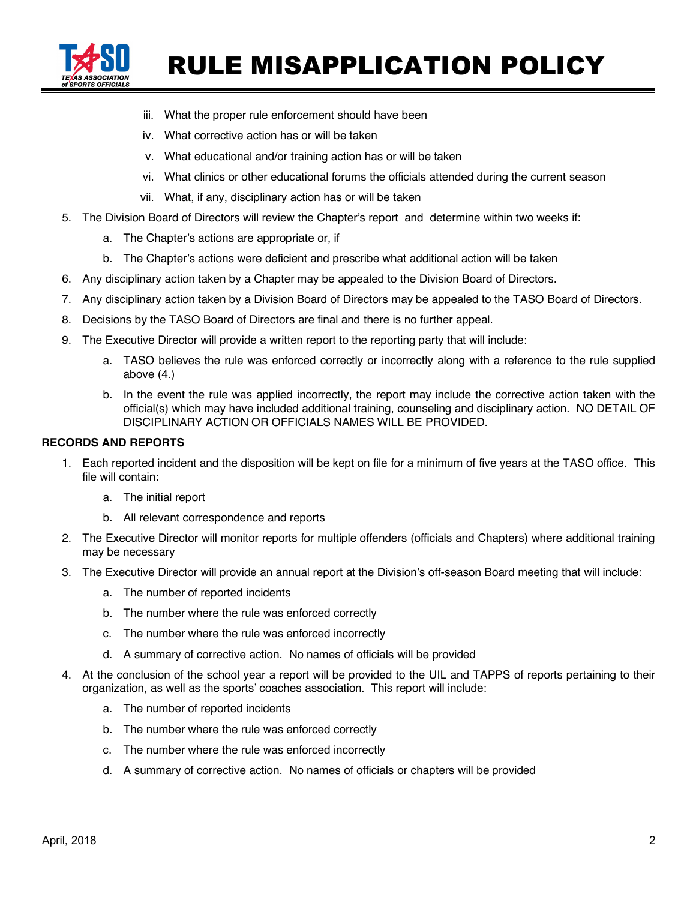iii. What the proper rule enforcement should have been
   iv. What corrective action has or will be taken
   v. What educational and/or training action has or will be taken
   vi. What clinics or other educational forums the officials attended during the current season
   vii. What, if any, disciplinary action has or will be taken

5. The Division Board of Directors will review the Chapter's report and determine within two weeks if:
   a. The Chapter's actions are appropriate or, if
   b. The Chapter's actions were deficient and prescribe what additional action will be taken
6. Any disciplinary action taken by a Chapter may be appealed to the Division Board of Directors.
7. Any disciplinary action taken by a Division Board of Directors may be appealed to the TASO Board of Directors.
8. Decisions by the TASO Board of Directors are final and there is no further appeal.
9. The Executive Director will provide a written report to the reporting party that will include:
   a. TASO believes the rule was enforced correctly or incorrectly along with a reference to the rule supplied above (4.)
   b. In the event the rule was applied incorrectly, the report may include the corrective action taken with the official(s) which may have included additional training, counseling and disciplinary action. NO DETAIL OF DISCIPLINARY ACTION OR OFFICIALS NAMES WILL BE PROVIDED.

**RECORDS AND REPORTS**

1. Each reported incident and the disposition will be kept on file for a minimum of five years at the TASO office. This file will contain:
   a. The initial report
   b. All relevant correspondence and reports
2. The Executive Director will monitor reports for multiple offenders (officials and Chapters) where additional training may be necessary
3. The Executive Director will provide an annual report at the Division's off-season Board meeting that will include:
   a. The number of reported incidents
   b. The number where the rule was enforced correctly
   c. The number where the rule was enforced incorrectly
   d. A summary of corrective action. No names of officials will be provided
4. At the conclusion of the school year a report will be provided to the UIL and TAPPS of reports pertaining to their organization, as well as the sports' coaches association. This report will include:
   a. The number of reported incidents
   b. The number where the rule was enforced correctly
   c. The number where the rule was enforced incorrectly
   d. A summary of corrective action. No names of officials or chapters will be provided